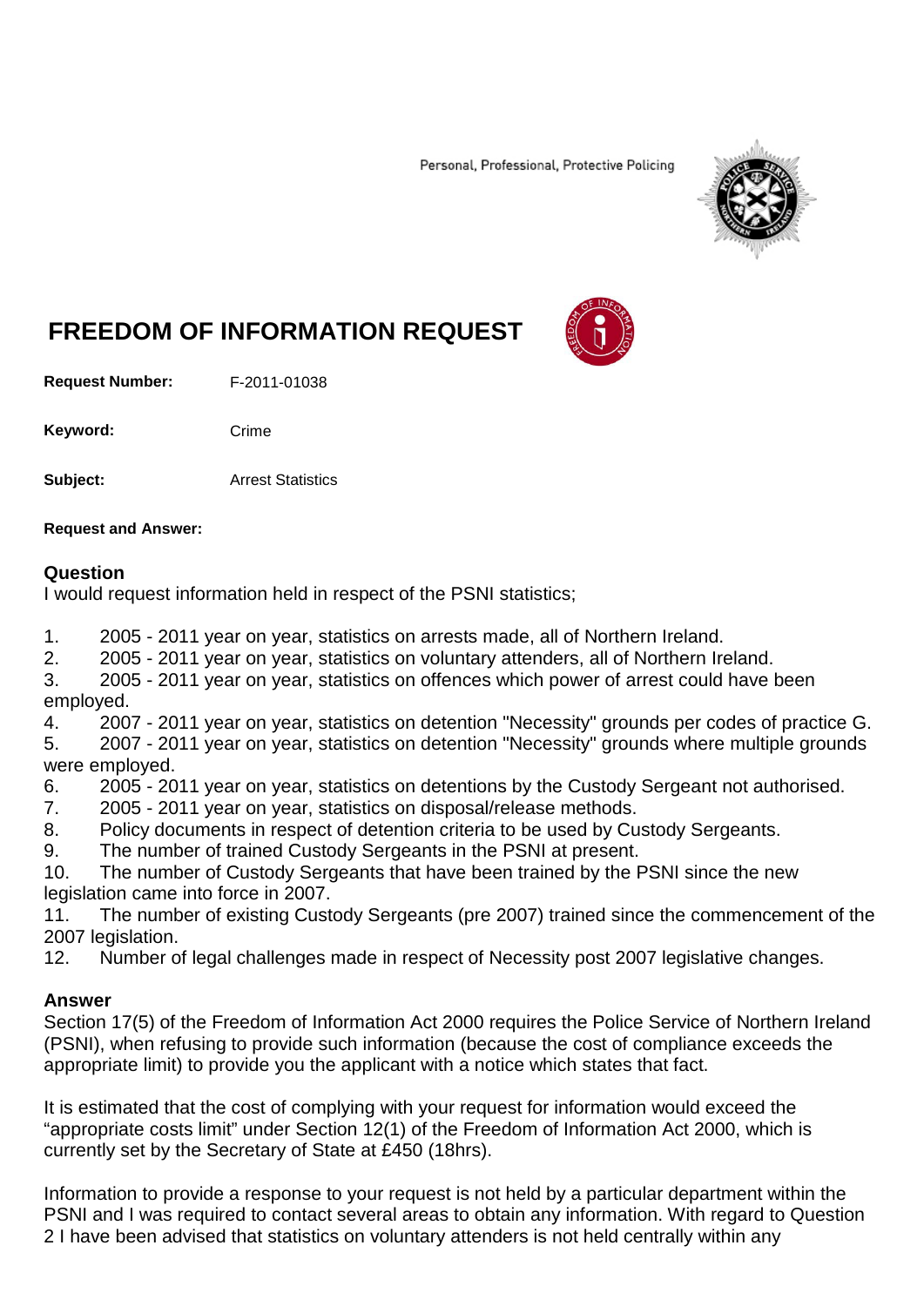Personal, Professional, Protective Policing

# FREEDOM OF INFORMATION REQUEST

**Request Number:** F-2011-01038

**Keyword:** Crime

**Subject:** Arrest Statistics

**Request and Answer:**

## Question

I would request information held in respect of the PSNI statistics;

1. 2005 - 2011 year on year, statistics on arrests made, all of Northern Ireland.
2. 2005 - 2011 year on year, statistics on voluntary attenders, all of Northern Ireland.
3. 2005 - 2011 year on year, statistics on offences which power of arrest could have been employed.
4. 2007 - 2011 year on year, statistics on detention "Necessity" grounds per codes of practice G.
5. 2007 - 2011 year on year, statistics on detention "Necessity" grounds where multiple grounds were employed.
6. 2005 - 2011 year on year, statistics on detentions by the Custody Sergeant not authorised.
7. 2005 - 2011 year on year, statistics on disposal/release methods.
8. Policy documents in respect of detention criteria to be used by Custody Sergeants.
9. The number of trained Custody Sergeants in the PSNI at present.
10. The number of Custody Sergeants that have been trained by the PSNI since the new legislation came into force in 2007.
11. The number of existing Custody Sergeants (pre 2007) trained since the commencement of the 2007 legislation.
12. Number of legal challenges made in respect of Necessity post 2007 legislative changes.

## Answer

Section 17(5) of the Freedom of Information Act 2000 requires the Police Service of Northern Ireland (PSNI), when refusing to provide such information (because the cost of compliance exceeds the appropriate limit) to provide you the applicant with a notice which states that fact.

It is estimated that the cost of complying with your request for information would exceed the "appropriate costs limit" under Section 12(1) of the Freedom of Information Act 2000, which is currently set by the Secretary of State at £450 (18hrs).

Information to provide a response to your request is not held by a particular department within the PSNI and I was required to contact several areas to obtain any information. With regard to Question 2 I have been advised that statistics on voluntary attenders is not held centrally within any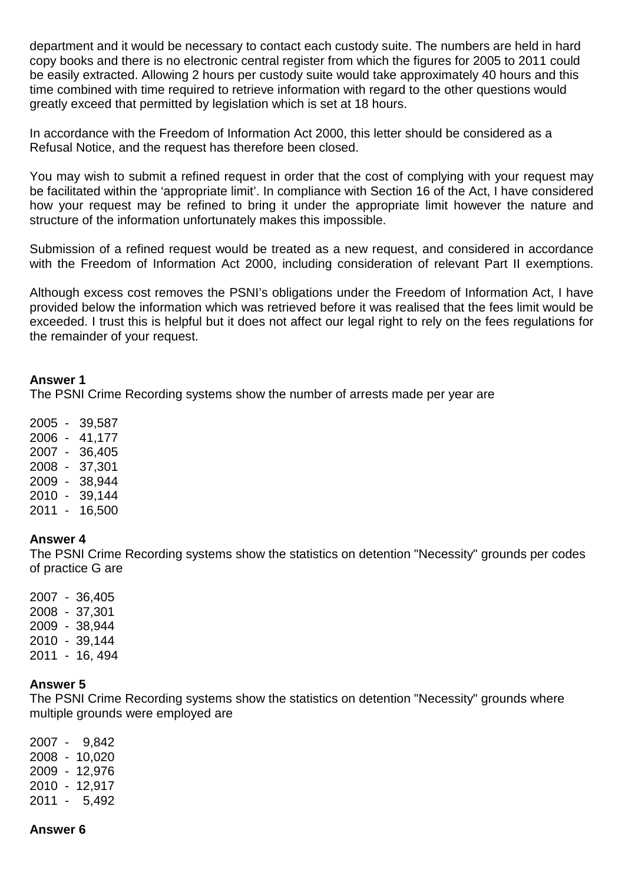department and it would be necessary to contact each custody suite. The numbers are held in hard copy books and there is no electronic central register from which the figures for 2005 to 2011 could be easily extracted. Allowing 2 hours per custody suite would take approximately 40 hours and this time combined with time required to retrieve information with regard to the other questions would greatly exceed that permitted by legislation which is set at 18 hours.

In accordance with the Freedom of Information Act 2000, this letter should be considered as a Refusal Notice, and the request has therefore been closed.

You may wish to submit a refined request in order that the cost of complying with your request may be facilitated within the 'appropriate limit'. In compliance with Section 16 of the Act, I have considered how your request may be refined to bring it under the appropriate limit however the nature and structure of the information unfortunately makes this impossible.

Submission of a refined request would be treated as a new request, and considered in accordance with the Freedom of Information Act 2000, including consideration of relevant Part II exemptions.

Although excess cost removes the PSNI's obligations under the Freedom of Information Act, I have provided below the information which was retrieved before it was realised that the fees limit would be exceeded. I trust this is helpful but it does not affect our legal right to rely on the fees regulations for the remainder of your request.

**Answer 1**
The PSNI Crime Recording systems show the number of arrests made per year are

2005 - 39,587
2006 - 41,177
2007 - 36,405
2008 - 37,301
2009 - 38,944
2010 - 39,144
2011 - 16,500

**Answer 4**
The PSNI Crime Recording systems show the statistics on detention "Necessity" grounds per codes of practice G are

2007 - 36,405
2008 - 37,301
2009 - 38,944
2010 - 39,144
2011 - 16, 494

**Answer 5**
The PSNI Crime Recording systems show the statistics on detention "Necessity" grounds where multiple grounds were employed are

2007 - 9,842
2008 - 10,020
2009 - 12,976
2010 - 12,917
2011 - 5,492

**Answer 6**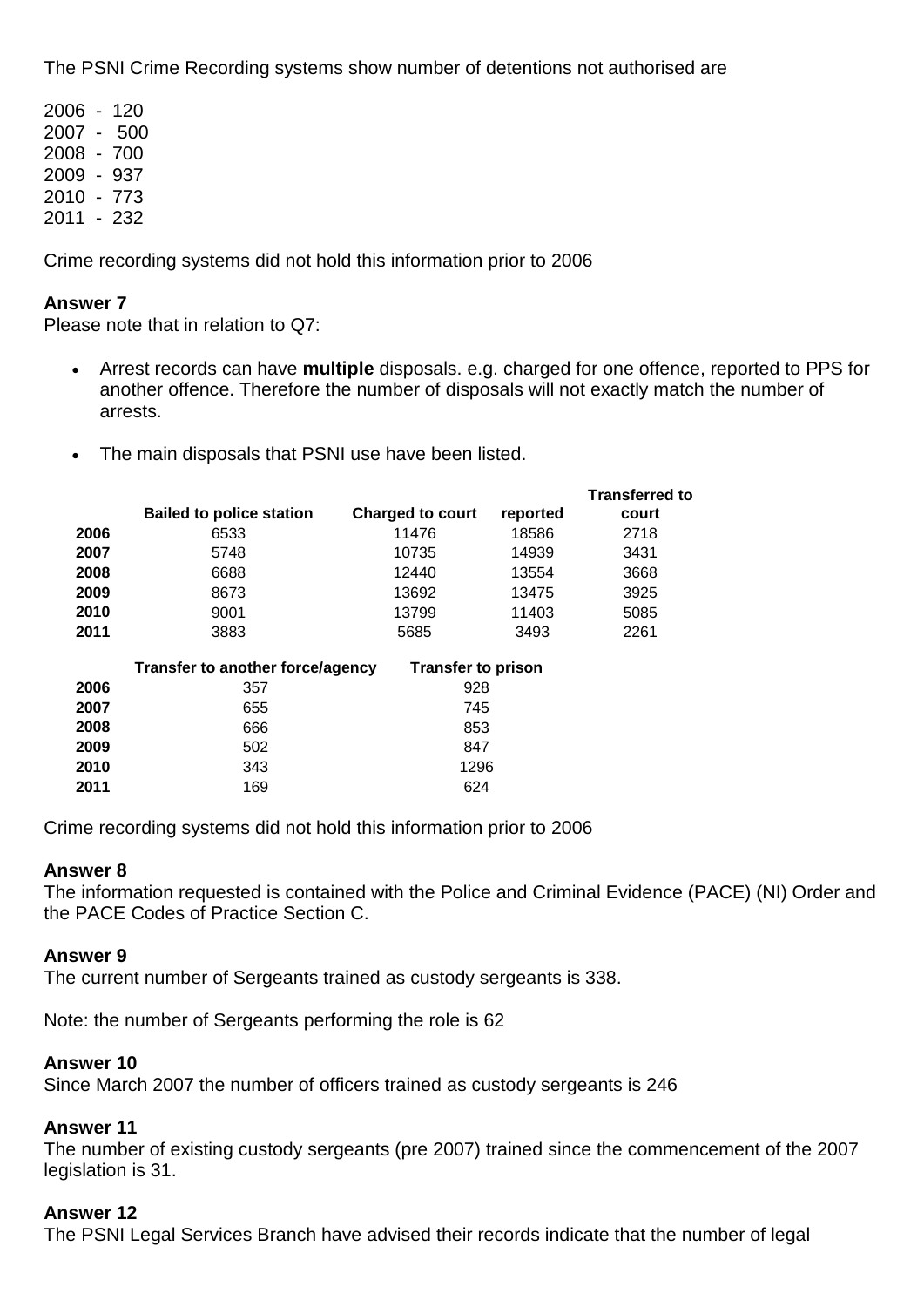The PSNI Crime Recording systems show number of detentions not authorised are

2006 - 120
2007 - 500
2008 - 700
2009 - 937
2010 - 773
2011 - 232

Crime recording systems did not hold this information prior to 2006

**Answer 7**
Please note that in relation to Q7:

- Arrest records can have **multiple** disposals. e.g. charged for one offence, reported to PPS for another offence. Therefore the number of disposals will not exactly match the number of arrests.
- The main disposals that PSNI use have been listed.

| | Bailed to police station | Charged to court | reported | Transferred to court |
|---|---|---|---|---|
| **2006** | 6533 | 11476 | 18586 | 2718 |
| **2007** | 5748 | 10735 | 14939 | 3431 |
| **2008** | 6688 | 12440 | 13554 | 3668 |
| **2009** | 8673 | 13692 | 13475 | 3925 |
| **2010** | 9001 | 13799 | 11403 | 5085 |
| **2011** | 3883 | 5685 | 3493 | 2261 |

| | Transfer to another force/agency | Transfer to prison |
|---|---|---|
| **2006** | 357 | 928 |
| **2007** | 655 | 745 |
| **2008** | 666 | 853 |
| **2009** | 502 | 847 |
| **2010** | 343 | 1296 |
| **2011** | 169 | 624 |

Crime recording systems did not hold this information prior to 2006

**Answer 8**
The information requested is contained with the Police and Criminal Evidence (PACE) (NI) Order and the PACE Codes of Practice Section C.

**Answer 9**
The current number of Sergeants trained as custody sergeants is 338.

Note: the number of Sergeants performing the role is 62

**Answer 10**
Since March 2007 the number of officers trained as custody sergeants is 246

**Answer 11**
The number of existing custody sergeants (pre 2007) trained since the commencement of the 2007 legislation is 31.

**Answer 12**
The PSNI Legal Services Branch have advised their records indicate that the number of legal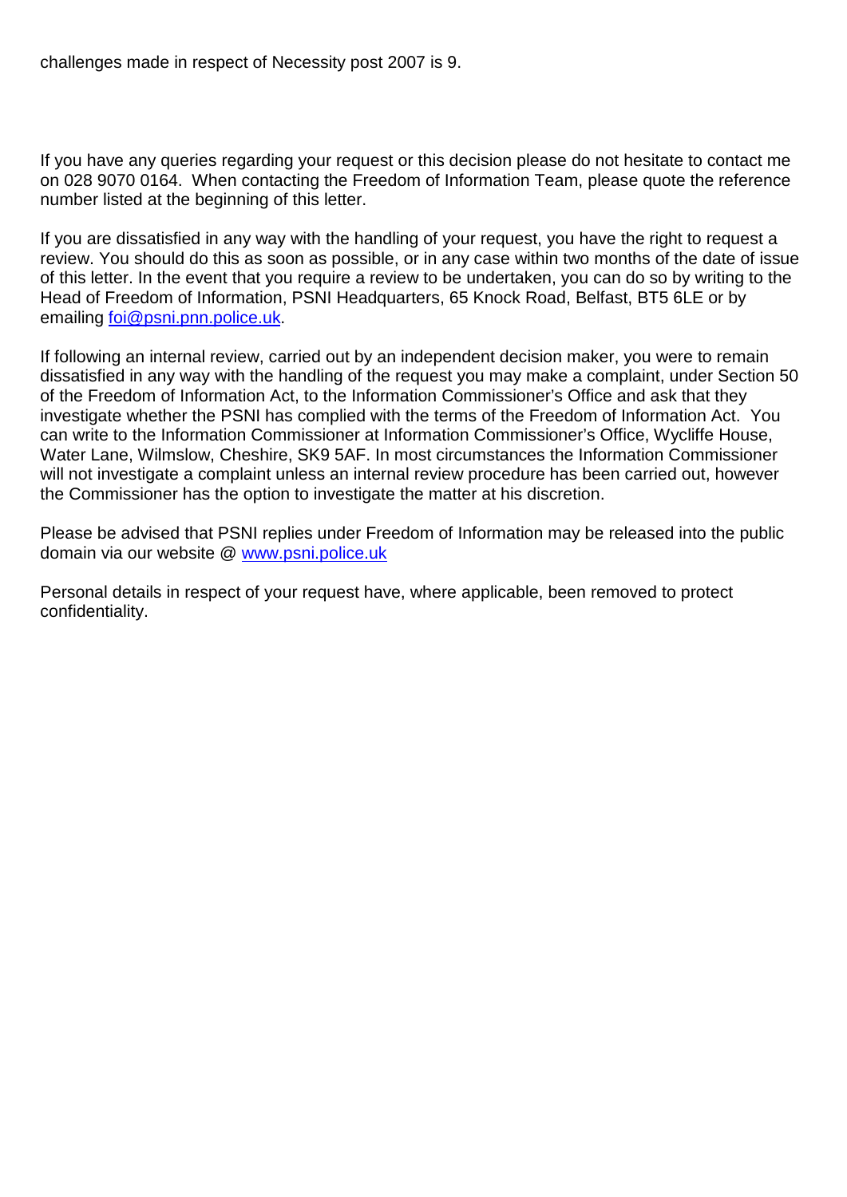challenges made in respect of Necessity post 2007 is 9.

If you have any queries regarding your request or this decision please do not hesitate to contact me on 028 9070 0164. When contacting the Freedom of Information Team, please quote the reference number listed at the beginning of this letter.

If you are dissatisfied in any way with the handling of your request, you have the right to request a review. You should do this as soon as possible, or in any case within two months of the date of issue of this letter. In the event that you require a review to be undertaken, you can do so by writing to the Head of Freedom of Information, PSNI Headquarters, 65 Knock Road, Belfast, BT5 6LE or by emailing foi@psni.pnn.police.uk.

If following an internal review, carried out by an independent decision maker, you were to remain dissatisfied in any way with the handling of the request you may make a complaint, under Section 50 of the Freedom of Information Act, to the Information Commissioner's Office and ask that they investigate whether the PSNI has complied with the terms of the Freedom of Information Act. You can write to the Information Commissioner at Information Commissioner's Office, Wycliffe House, Water Lane, Wilmslow, Cheshire, SK9 5AF. In most circumstances the Information Commissioner will not investigate a complaint unless an internal review procedure has been carried out, however the Commissioner has the option to investigate the matter at his discretion.

Please be advised that PSNI replies under Freedom of Information may be released into the public domain via our website @ www.psni.police.uk

Personal details in respect of your request have, where applicable, been removed to protect confidentiality.